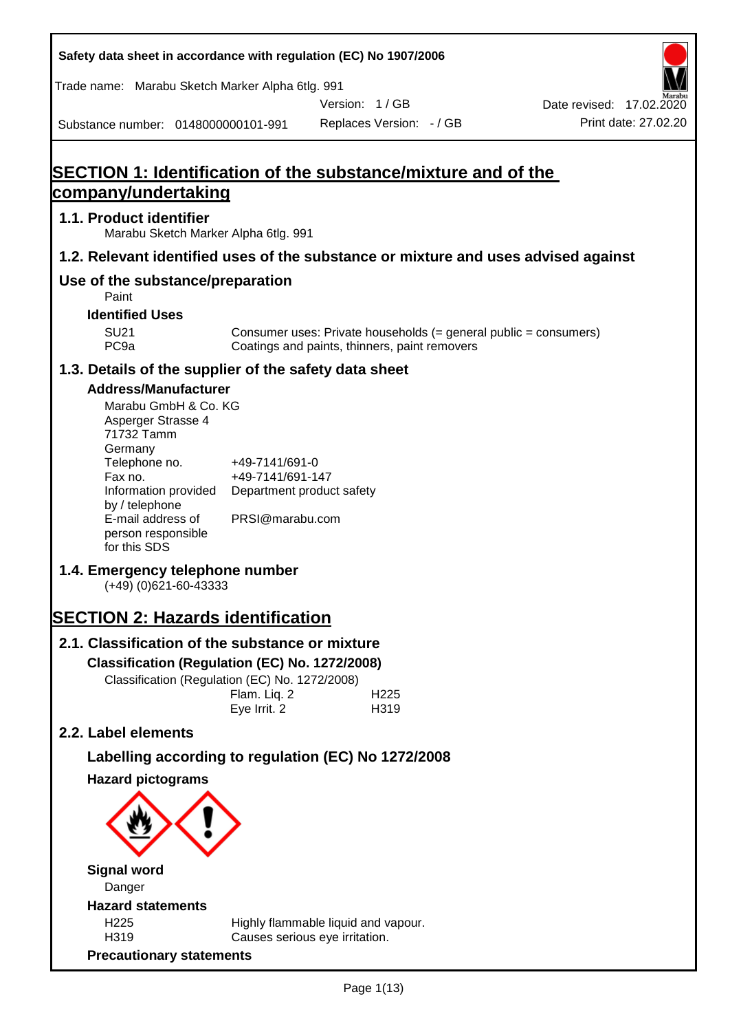Safety data sheet in accordance with regulation (EC) No 1907/2006

Trade name: Marabu Sketch Marker Alpha 6tlg. 991

Version: 1 / GB

Date revised: 17.02.2020

Substance number: 0148000000101-991

Replaces Version: - / GB

Print date: 27.02.20

# SECTION 1: Identification of the substance/mixture and of the company/undertaking

## 1.1. Product identifier

Marabu Sketch Marker Alpha 6tlg. 991

## 1.2. Relevant identified uses of the substance or mixture and uses advised against

## Use of the substance/preparation

Paint

### Identified Uses

| | |
|---|---|
| SU21 | Consumer uses: Private households (= general public = consumers) |
| PC9a | Coatings and paints, thinners, paint removers |

## 1.3. Details of the supplier of the safety data sheet

### Address/Manufacturer

Marabu GmbH & Co. KG
Asperger Strasse 4
71732 Tamm
Germany

| | |
|---|---|
| Telephone no. | +49-7141/691-0 |
| Fax no. | +49-7141/691-147 |
| Information provided by / telephone | Department product safety |
| E-mail address of person responsible for this SDS | PRSI@marabu.com |

## 1.4. Emergency telephone number

(+49) (0)621-60-43333

# SECTION 2: Hazards identification

## 2.1. Classification of the substance or mixture

### Classification (Regulation (EC) No. 1272/2008)

Classification (Regulation (EC) No. 1272/2008)

| | |
|---|---|
| Flam. Liq. 2 | H225 |
| Eye Irrit. 2 | H319 |

## 2.2. Label elements

### Labelling according to regulation (EC) No 1272/2008

### Hazard pictograms

### Signal word

Danger

### Hazard statements

| | |
|---|---|
| H225 | Highly flammable liquid and vapour. |
| H319 | Causes serious eye irritation. |

### Precautionary statements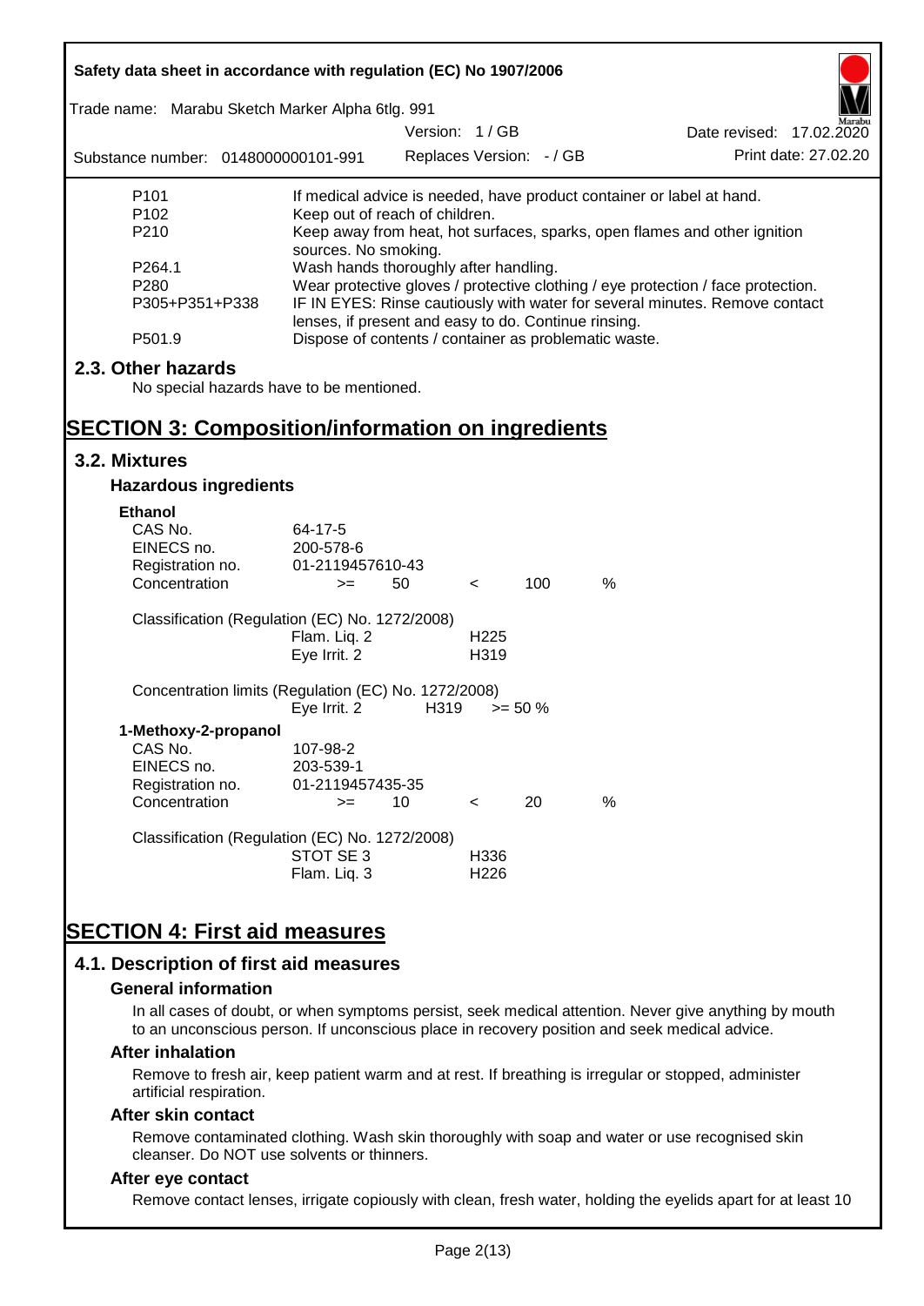| | |
|---|---|
| P101 | If medical advice is needed, have product container or label at hand. |
| P102 | Keep out of reach of children. |
| P210 | Keep away from heat, hot surfaces, sparks, open flames and other ignition sources. No smoking. |
| P264.1 | Wash hands thoroughly after handling. |
| P280 | Wear protective gloves / protective clothing / eye protection / face protection. |
| P305+P351+P338 | IF IN EYES: Rinse cautiously with water for several minutes. Remove contact lenses, if present and easy to do. Continue rinsing. |
| P501.9 | Dispose of contents / container as problematic waste. |

## 2.3. Other hazards

No special hazards have to be mentioned.

# SECTION 3: Composition/information on ingredients

## 3.2. Mixtures

### Hazardous ingredients

**Ethanol**

| | | | | | |
|---|---|---|---|---|---|
| CAS No. | 64-17-5 | | | | |
| EINECS no. | 200-578-6 | | | | |
| Registration no. | 01-2119457610-43 | | | | |
| Concentration | >= | 50 | < | 100 | % |

Classification (Regulation (EC) No. 1272/2008)

| | |
|---|---|
| Flam. Liq. 2 | H225 |
| Eye Irrit. 2 | H319 |

Concentration limits (Regulation (EC) No. 1272/2008)

| | | |
|---|---|---|
| Eye Irrit. 2 | H319 | >= 50 % |

**1-Methoxy-2-propanol**

| | | | | | |
|---|---|---|---|---|---|
| CAS No. | 107-98-2 | | | | |
| EINECS no. | 203-539-1 | | | | |
| Registration no. | 01-2119457435-35 | | | | |
| Concentration | >= | 10 | < | 20 | % |

Classification (Regulation (EC) No. 1272/2008)

| | |
|---|---|
| STOT SE 3 | H336 |
| Flam. Liq. 3 | H226 |

# SECTION 4: First aid measures

## 4.1. Description of first aid measures

### General information

In all cases of doubt, or when symptoms persist, seek medical attention. Never give anything by mouth to an unconscious person. If unconscious place in recovery position and seek medical advice.

### After inhalation

Remove to fresh air, keep patient warm and at rest. If breathing is irregular or stopped, administer artificial respiration.

### After skin contact

Remove contaminated clothing. Wash skin thoroughly with soap and water or use recognised skin cleanser. Do NOT use solvents or thinners.

### After eye contact

Remove contact lenses, irrigate copiously with clean, fresh water, holding the eyelids apart for at least 10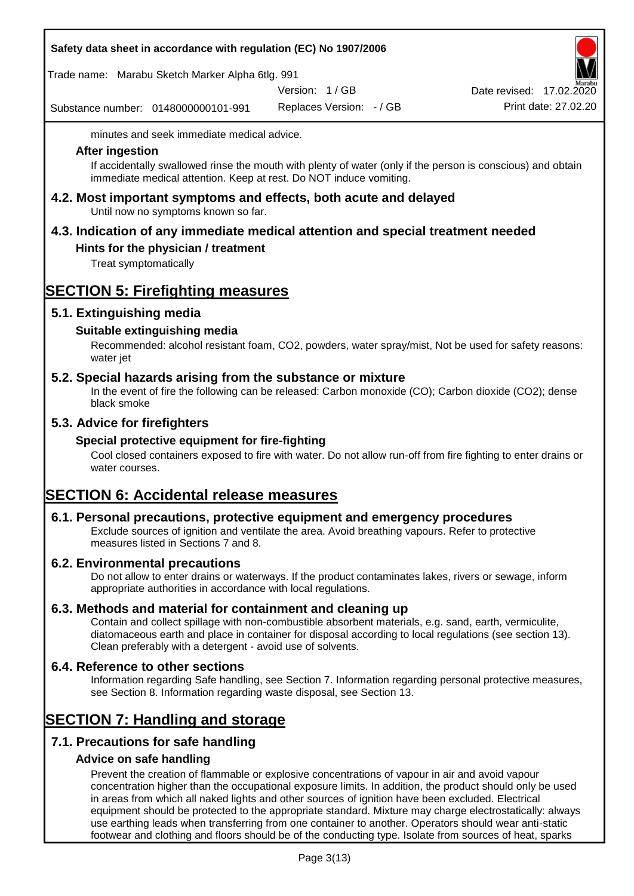minutes and seek immediate medical advice.

### After ingestion

If accidentally swallowed rinse the mouth with plenty of water (only if the person is conscious) and obtain immediate medical attention. Keep at rest. Do NOT induce vomiting.

## 4.2. Most important symptoms and effects, both acute and delayed

Until now no symptoms known so far.

## 4.3. Indication of any immediate medical attention and special treatment needed

### Hints for the physician / treatment

Treat symptomatically

# SECTION 5: Firefighting measures

## 5.1. Extinguishing media

### Suitable extinguishing media

Recommended: alcohol resistant foam, $CO_2$, powders, water spray/mist, Not be used for safety reasons: water jet

## 5.2. Special hazards arising from the substance or mixture

In the event of fire the following can be released: Carbon monoxide (CO); Carbon dioxide ($CO_2$); dense black smoke

## 5.3. Advice for firefighters

### Special protective equipment for fire-fighting

Cool closed containers exposed to fire with water. Do not allow run-off from fire fighting to enter drains or water courses.

# SECTION 6: Accidental release measures

## 6.1. Personal precautions, protective equipment and emergency procedures

Exclude sources of ignition and ventilate the area. Avoid breathing vapours. Refer to protective measures listed in Sections 7 and 8.

## 6.2. Environmental precautions

Do not allow to enter drains or waterways. If the product contaminates lakes, rivers or sewage, inform appropriate authorities in accordance with local regulations.

## 6.3. Methods and material for containment and cleaning up

Contain and collect spillage with non-combustible absorbent materials, e.g. sand, earth, vermiculite, diatomaceous earth and place in container for disposal according to local regulations (see section 13). Clean preferably with a detergent - avoid use of solvents.

## 6.4. Reference to other sections

Information regarding Safe handling, see Section 7. Information regarding personal protective measures, see Section 8. Information regarding waste disposal, see Section 13.

# SECTION 7: Handling and storage

## 7.1. Precautions for safe handling

### Advice on safe handling

Prevent the creation of flammable or explosive concentrations of vapour in air and avoid vapour concentration higher than the occupational exposure limits. In addition, the product should only be used in areas from which all naked lights and other sources of ignition have been excluded. Electrical equipment should be protected to the appropriate standard. Mixture may charge electrostatically: always use earthing leads when transferring from one container to another. Operators should wear anti-static footwear and clothing and floors should be of the conducting type. Isolate from sources of heat, sparks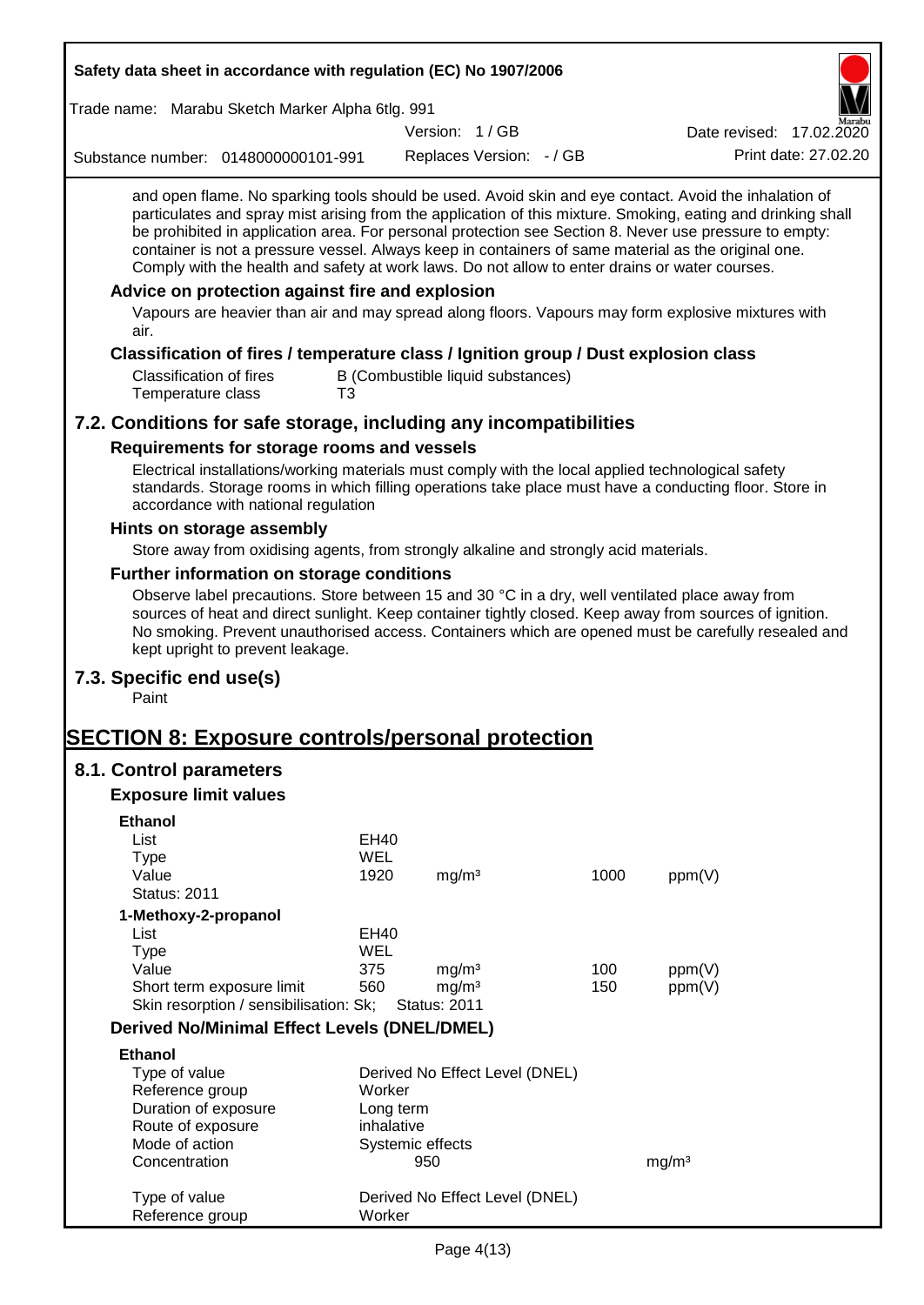and open flame. No sparking tools should be used. Avoid skin and eye contact. Avoid the inhalation of particulates and spray mist arising from the application of this mixture. Smoking, eating and drinking shall be prohibited in application area. For personal protection see Section 8. Never use pressure to empty: container is not a pressure vessel. Always keep in containers of same material as the original one. Comply with the health and safety at work laws. Do not allow to enter drains or water courses.

### Advice on protection against fire and explosion

Vapours are heavier than air and may spread along floors. Vapours may form explosive mixtures with air.

### Classification of fires / temperature class / Ignition group / Dust explosion class

| | |
|---|---|
| Classification of fires | B (Combustible liquid substances) |
| Temperature class | T3 |

## 7.2. Conditions for safe storage, including any incompatibilities

### Requirements for storage rooms and vessels

Electrical installations/working materials must comply with the local applied technological safety standards. Storage rooms in which filling operations take place must have a conducting floor. Store in accordance with national regulation

### Hints on storage assembly

Store away from oxidising agents, from strongly alkaline and strongly acid materials.

### Further information on storage conditions

Observe label precautions. Store between 15 and 30 °C in a dry, well ventilated place away from sources of heat and direct sunlight. Keep container tightly closed. Keep away from sources of ignition. No smoking. Prevent unauthorised access. Containers which are opened must be carefully resealed and kept upright to prevent leakage.

## 7.3. Specific end use(s)

Paint

# SECTION 8: Exposure controls/personal protection

## 8.1. Control parameters

### Exposure limit values

**Ethanol**

| | | | | |
|---|---|---|---|---|
| List | EH40 | | | |
| Type | WEL | | | |
| Value | 1920 | mg/m³ | 1000 | ppm(V) |
| Status: 2011 | | | | |

**1-Methoxy-2-propanol**

| | | | | |
|---|---|---|---|---|
| List | EH40 | | | |
| Type | WEL | | | |
| Value | 375 | mg/m³ | 100 | ppm(V) |
| Short term exposure limit | 560 | mg/m³ | 150 | ppm(V) |
| Skin resorption / sensibilisation: Sk; | Status: 2011 | | | |

### Derived No/Minimal Effect Levels (DNEL/DMEL)

**Ethanol**

| | | |
|---|---|---|
| Type of value | Derived No Effect Level (DNEL) | |
| Reference group | Worker | |
| Duration of exposure | Long term | |
| Route of exposure | inhalative | |
| Mode of action | Systemic effects | |
| Concentration | 950 | mg/m³ |

| | |
|---|---|
| Type of value | Derived No Effect Level (DNEL) |
| Reference group | Worker |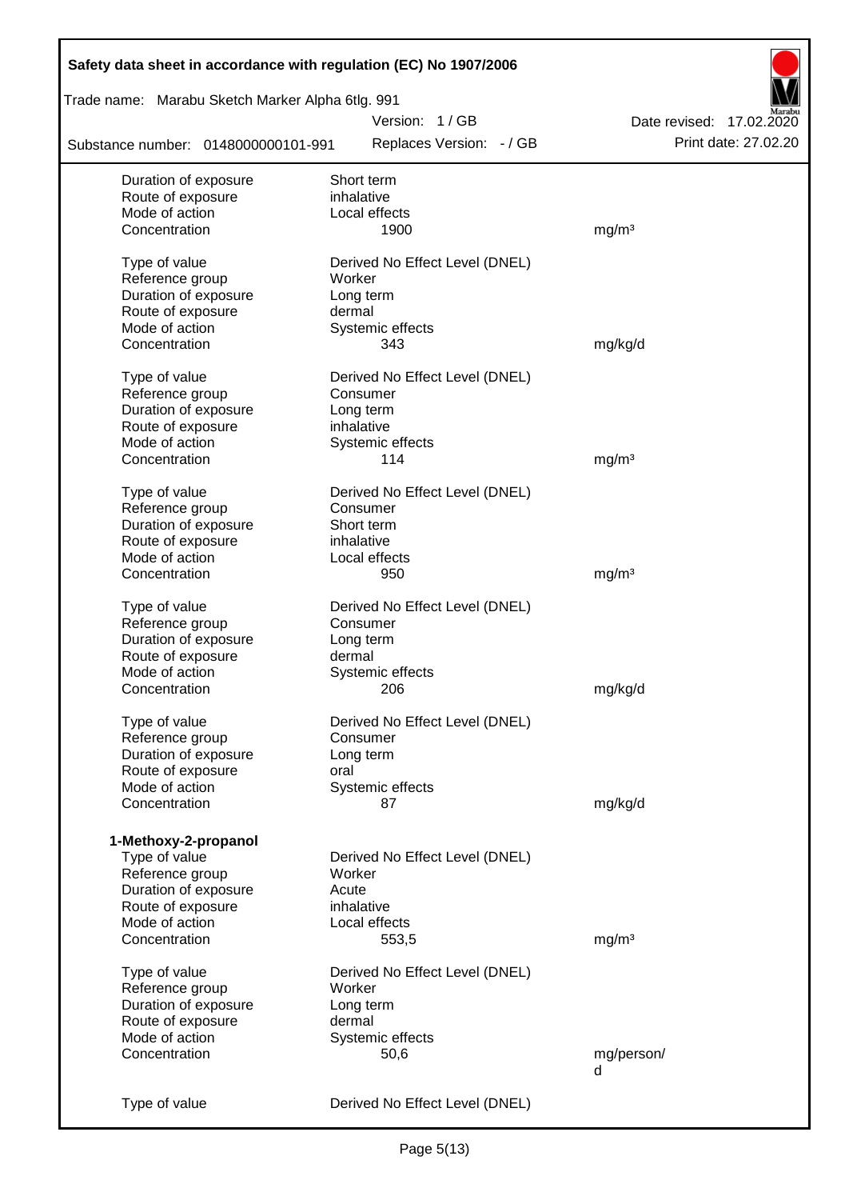| | | |
|---|---|---|
| Duration of exposure | Short term | |
| Route of exposure | inhalative | |
| Mode of action | Local effects | |
| Concentration | 1900 | mg/m³ |
| | | |
| Type of value | Derived No Effect Level (DNEL) | |
| Reference group | Worker | |
| Duration of exposure | Long term | |
| Route of exposure | dermal | |
| Mode of action | Systemic effects | |
| Concentration | 343 | mg/kg/d |
| | | |
| Type of value | Derived No Effect Level (DNEL) | |
| Reference group | Consumer | |
| Duration of exposure | Long term | |
| Route of exposure | inhalative | |
| Mode of action | Systemic effects | |
| Concentration | 114 | mg/m³ |
| | | |
| Type of value | Derived No Effect Level (DNEL) | |
| Reference group | Consumer | |
| Duration of exposure | Short term | |
| Route of exposure | inhalative | |
| Mode of action | Local effects | |
| Concentration | 950 | mg/m³ |
| | | |
| Type of value | Derived No Effect Level (DNEL) | |
| Reference group | Consumer | |
| Duration of exposure | Long term | |
| Route of exposure | dermal | |
| Mode of action | Systemic effects | |
| Concentration | 206 | mg/kg/d |
| | | |
| Type of value | Derived No Effect Level (DNEL) | |
| Reference group | Consumer | |
| Duration of exposure | Long term | |
| Route of exposure | oral | |
| Mode of action | Systemic effects | |
| Concentration | 87 | mg/kg/d |

**1-Methoxy-2-propanol**

| | | |
|---|---|---|
| Type of value | Derived No Effect Level (DNEL) | |
| Reference group | Worker | |
| Duration of exposure | Acute | |
| Route of exposure | inhalative | |
| Mode of action | Local effects | |
| Concentration | 553,5 | mg/m³ |
| | | |
| Type of value | Derived No Effect Level (DNEL) | |
| Reference group | Worker | |
| Duration of exposure | Long term | |
| Route of exposure | dermal | |
| Mode of action | Systemic effects | |
| Concentration | 50,6 | mg/person/d |
| | | |
| Type of value | Derived No Effect Level (DNEL) | |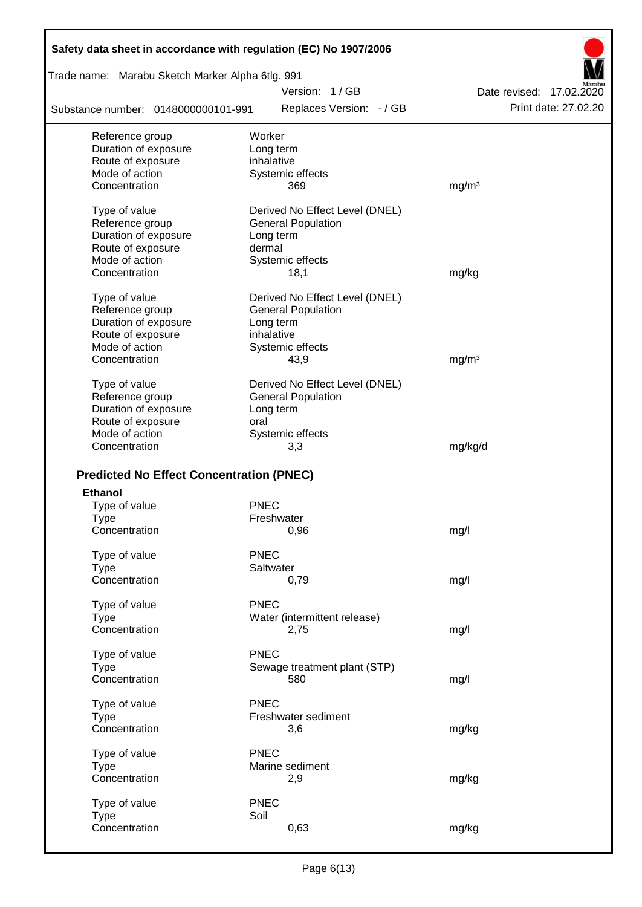| | | |
|---|---|---|
| Reference group | Worker | |
| Duration of exposure | Long term | |
| Route of exposure | inhalative | |
| Mode of action | Systemic effects | |
| Concentration | 369 | mg/m³ |

| | | |
|---|---|---|
| Type of value | Derived No Effect Level (DNEL) | |
| Reference group | General Population | |
| Duration of exposure | Long term | |
| Route of exposure | dermal | |
| Mode of action | Systemic effects | |
| Concentration | 18,1 | mg/kg |

| | | |
|---|---|---|
| Type of value | Derived No Effect Level (DNEL) | |
| Reference group | General Population | |
| Duration of exposure | Long term | |
| Route of exposure | inhalative | |
| Mode of action | Systemic effects | |
| Concentration | 43,9 | mg/m³ |

| | | |
|---|---|---|
| Type of value | Derived No Effect Level (DNEL) | |
| Reference group | General Population | |
| Duration of exposure | Long term | |
| Route of exposure | oral | |
| Mode of action | Systemic effects | |
| Concentration | 3,3 | mg/kg/d |

## Predicted No Effect Concentration (PNEC)

**Ethanol**

| | | |
|---|---|---|
| Type of value | PNEC | |
| Type | Freshwater | |
| Concentration | 0,96 | mg/l |

| | | |
|---|---|---|
| Type of value | PNEC | |
| Type | Saltwater | |
| Concentration | 0,79 | mg/l |

| | | |
|---|---|---|
| Type of value | PNEC | |
| Type | Water (intermittent release) | |
| Concentration | 2,75 | mg/l |

| | | |
|---|---|---|
| Type of value | PNEC | |
| Type | Sewage treatment plant (STP) | |
| Concentration | 580 | mg/l |

| | | |
|---|---|---|
| Type of value | PNEC | |
| Type | Freshwater sediment | |
| Concentration | 3,6 | mg/kg |

| | | |
|---|---|---|
| Type of value | PNEC | |
| Type | Marine sediment | |
| Concentration | 2,9 | mg/kg |

| | | |
|---|---|---|
| Type of value | PNEC | |
| Type | Soil | |
| Concentration | 0,63 | mg/kg |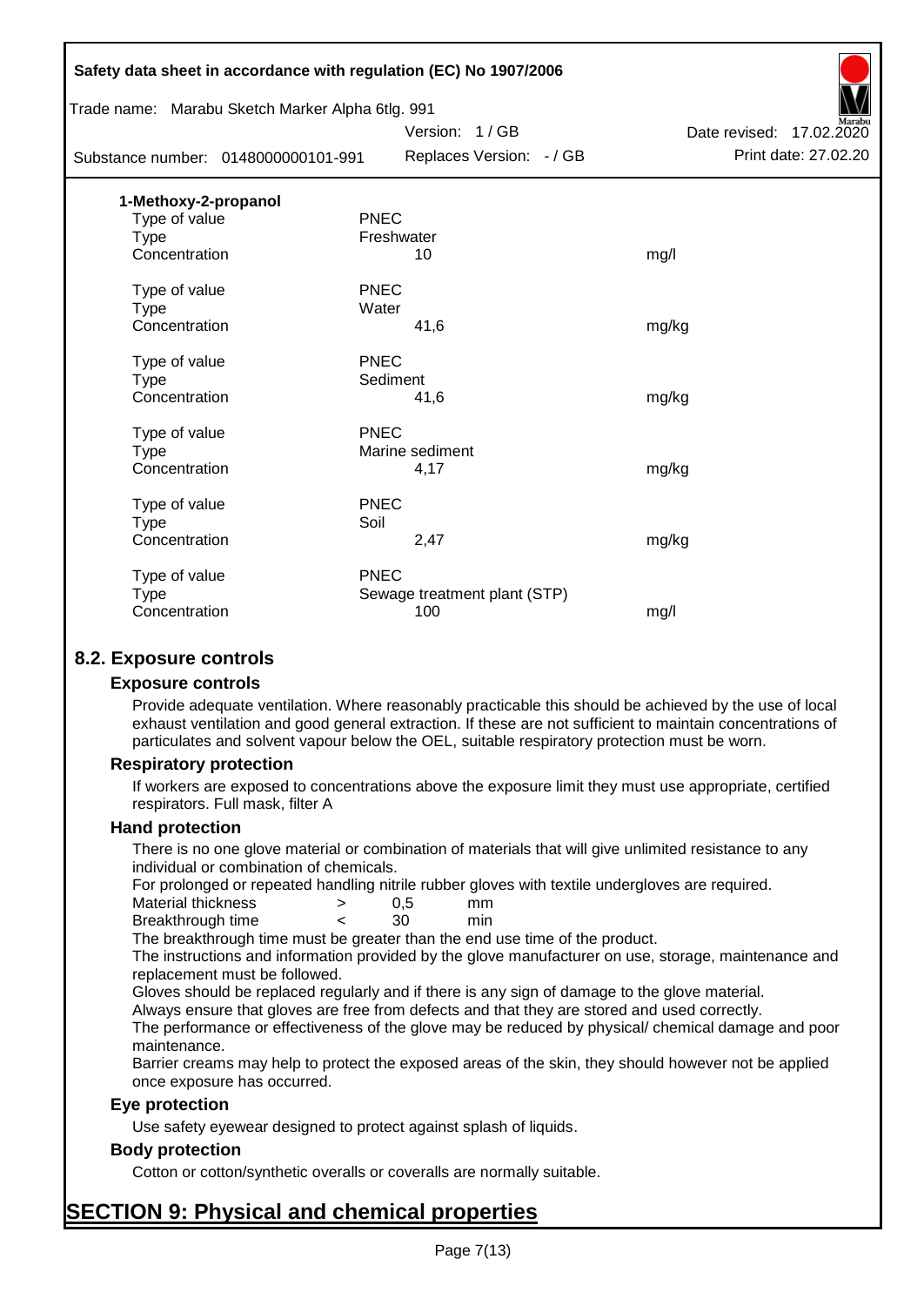**1-Methoxy-2-propanol**

| | | |
|---|---|---|
| Type of value | PNEC | |
| Type | Freshwater | |
| Concentration | 10 | mg/l |
| | | |
| Type of value | PNEC | |
| Type | Water | |
| Concentration | 41,6 | mg/kg |
| | | |
| Type of value | PNEC | |
| Type | Sediment | |
| Concentration | 41,6 | mg/kg |
| | | |
| Type of value | PNEC | |
| Type | Marine sediment | |
| Concentration | 4,17 | mg/kg |
| | | |
| Type of value | PNEC | |
| Type | Soil | |
| Concentration | 2,47 | mg/kg |
| | | |
| Type of value | PNEC | |
| Type | Sewage treatment plant (STP) | |
| Concentration | 100 | mg/l |

## 8.2. Exposure controls

### Exposure controls

Provide adequate ventilation. Where reasonably practicable this should be achieved by the use of local exhaust ventilation and good general extraction. If these are not sufficient to maintain concentrations of particulates and solvent vapour below the OEL, suitable respiratory protection must be worn.

### Respiratory protection

If workers are exposed to concentrations above the exposure limit they must use appropriate, certified respirators. Full mask, filter A

### Hand protection

There is no one glove material or combination of materials that will give unlimited resistance to any individual or combination of chemicals.

For prolonged or repeated handling nitrile rubber gloves with textile undergloves are required.

| | | | |
|---|---|---|---|
| Material thickness | > | 0,5 | mm |
| Breakthrough time | < | 30 | min |

The breakthrough time must be greater than the end use time of the product.

The instructions and information provided by the glove manufacturer on use, storage, maintenance and replacement must be followed.

Gloves should be replaced regularly and if there is any sign of damage to the glove material.

Always ensure that gloves are free from defects and that they are stored and used correctly.

The performance or effectiveness of the glove may be reduced by physical/ chemical damage and poor maintenance.

Barrier creams may help to protect the exposed areas of the skin, they should however not be applied once exposure has occurred.

### Eye protection

Use safety eyewear designed to protect against splash of liquids.

### Body protection

Cotton or cotton/synthetic overalls or coveralls are normally suitable.

# SECTION 9: Physical and chemical properties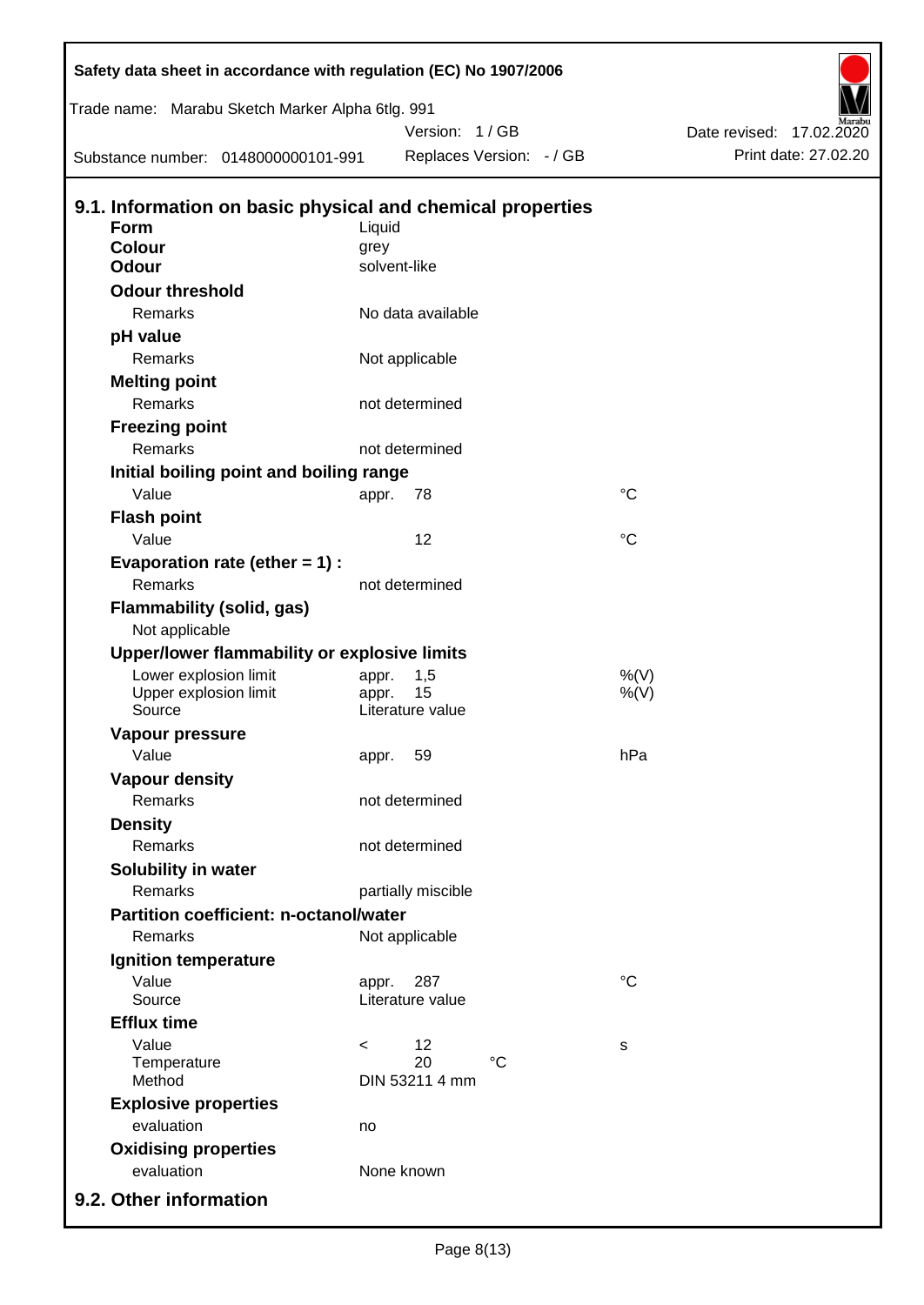## 9.1. Information on basic physical and chemical properties

| Property | | Value | | Unit |
|---|---|---|---|---|
| **Form** | | Liquid | | |
| **Colour** | | grey | | |
| **Odour** | | solvent-like | | |
| **Odour threshold** | | | | |
| Remarks | | No data available | | |
| **pH value** | | | | |
| Remarks | | Not applicable | | |
| **Melting point** | | | | |
| Remarks | | not determined | | |
| **Freezing point** | | | | |
| Remarks | | not determined | | |
| **Initial boiling point and boiling range** | | | | |
| Value | appr. | 78 | | °C |
| **Flash point** | | | | |
| Value | | 12 | | °C |
| **Evaporation rate (ether = 1) :** | | | | |
| Remarks | | not determined | | |
| **Flammability (solid, gas)** | | | | |
| Not applicable | | | | |
| **Upper/lower flammability or explosive limits** | | | | |
| Lower explosion limit | appr. | 1,5 | | %(V) |
| Upper explosion limit | appr. | 15 | | %(V) |
| Source | | Literature value | | |
| **Vapour pressure** | | | | |
| Value | appr. | 59 | | hPa |
| **Vapour density** | | | | |
| Remarks | | not determined | | |
| **Density** | | | | |
| Remarks | | not determined | | |
| **Solubility in water** | | | | |
| Remarks | | partially miscible | | |
| **Partition coefficient: n-octanol/water** | | | | |
| Remarks | | Not applicable | | |
| **Ignition temperature** | | | | |
| Value | appr. | 287 | | °C |
| Source | | Literature value | | |
| **Efflux time** | | | | |
| Value | < | 12 | | s |
| Temperature | | 20 | °C | |
| Method | | DIN 53211 4 mm | | |
| **Explosive properties** | | | | |
| evaluation | | no | | |
| **Oxidising properties** | | | | |
| evaluation | | None known | | |

## 9.2. Other information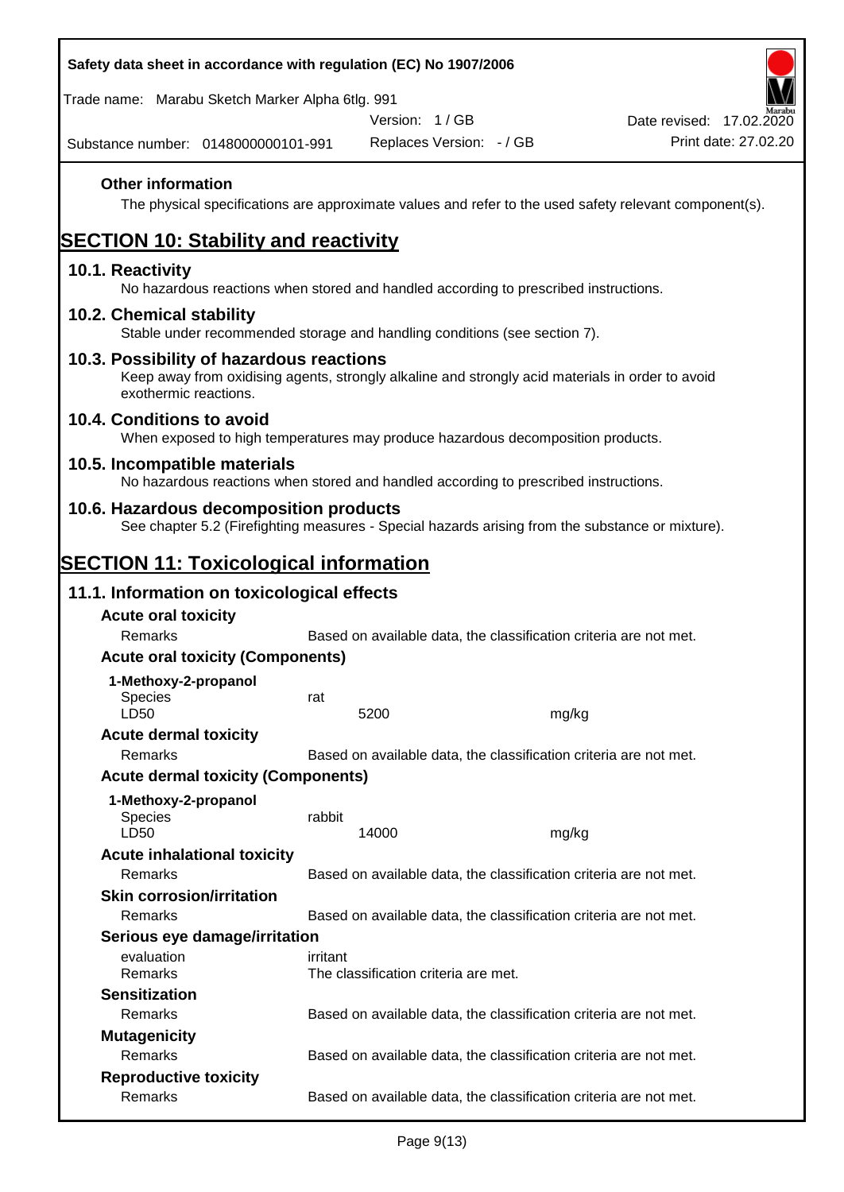### Other information

The physical specifications are approximate values and refer to the used safety relevant component(s).

## SECTION 10: Stability and reactivity

### 10.1. Reactivity

No hazardous reactions when stored and handled according to prescribed instructions.

### 10.2. Chemical stability

Stable under recommended storage and handling conditions (see section 7).

### 10.3. Possibility of hazardous reactions

Keep away from oxidising agents, strongly alkaline and strongly acid materials in order to avoid exothermic reactions.

### 10.4. Conditions to avoid

When exposed to high temperatures may produce hazardous decomposition products.

### 10.5. Incompatible materials

No hazardous reactions when stored and handled according to prescribed instructions.

### 10.6. Hazardous decomposition products

See chapter 5.2 (Firefighting measures - Special hazards arising from the substance or mixture).

## SECTION 11: Toxicological information

### 11.1. Information on toxicological effects

**Acute oral toxicity**

| | | |
|---|---|---|
| Remarks | Based on available data, the classification criteria are not met. | |

**Acute oral toxicity (Components)**

**1-Methoxy-2-propanol**

| | | |
|---|---|---|
| Species | rat | |
| LD50 | 5200 | mg/kg |

**Acute dermal toxicity**

| | |
|---|---|
| Remarks | Based on available data, the classification criteria are not met. |

**Acute dermal toxicity (Components)**

**1-Methoxy-2-propanol**

| | | |
|---|---|---|
| Species | rabbit | |
| LD50 | 14000 | mg/kg |

**Acute inhalational toxicity**

| | |
|---|---|
| Remarks | Based on available data, the classification criteria are not met. |

**Skin corrosion/irritation**

| | |
|---|---|
| Remarks | Based on available data, the classification criteria are not met. |

**Serious eye damage/irritation**

| | |
|---|---|
| evaluation | irritant |
| Remarks | The classification criteria are met. |

**Sensitization**

| | |
|---|---|
| Remarks | Based on available data, the classification criteria are not met. |

**Mutagenicity**

| | |
|---|---|
| Remarks | Based on available data, the classification criteria are not met. |

**Reproductive toxicity**

| | |
|---|---|
| Remarks | Based on available data, the classification criteria are not met. |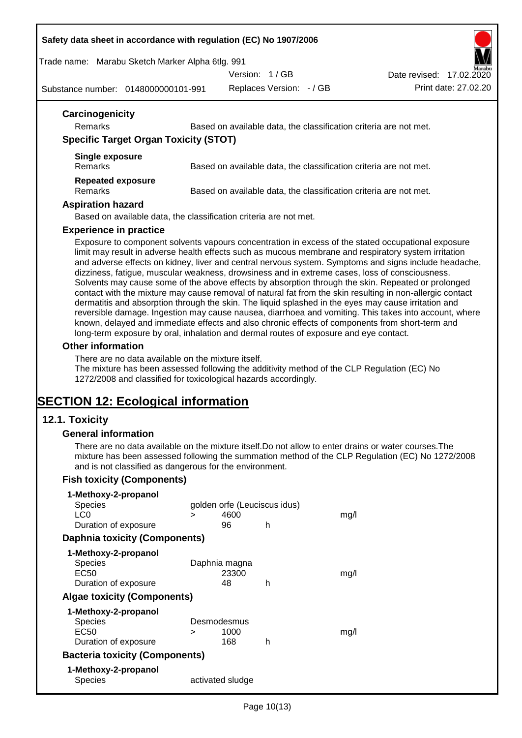### Carcinogenicity

| | |
|---|---|
| Remarks | Based on available data, the classification criteria are not met. |

### Specific Target Organ Toxicity (STOT)

**Single exposure**

| | |
|---|---|
| Remarks | Based on available data, the classification criteria are not met. |

**Repeated exposure**

| | |
|---|---|
| Remarks | Based on available data, the classification criteria are not met. |

### Aspiration hazard

Based on available data, the classification criteria are not met.

### Experience in practice

Exposure to component solvents vapours concentration in excess of the stated occupational exposure limit may result in adverse health effects such as mucous membrane and respiratory system irritation and adverse effects on kidney, liver and central nervous system. Symptoms and signs include headache, dizziness, fatigue, muscular weakness, drowsiness and in extreme cases, loss of consciousness. Solvents may cause some of the above effects by absorption through the skin. Repeated or prolonged contact with the mixture may cause removal of natural fat from the skin resulting in non-allergic contact dermatitis and absorption through the skin. The liquid splashed in the eyes may cause irritation and reversible damage. Ingestion may cause nausea, diarrhoea and vomiting. This takes into account, where known, delayed and immediate effects and also chronic effects of components from short-term and long-term exposure by oral, inhalation and dermal routes of exposure and eye contact.

### Other information

There are no data available on the mixture itself.
The mixture has been assessed following the additivity method of the CLP Regulation (EC) No 1272/2008 and classified for toxicological hazards accordingly.

# SECTION 12: Ecological information

## 12.1. Toxicity

### General information

There are no data available on the mixture itself.Do not allow to enter drains or water courses.The mixture has been assessed following the summation method of the CLP Regulation (EC) No 1272/2008 and is not classified as dangerous for the environment.

### Fish toxicity (Components)

**1-Methoxy-2-propanol**

| | | | | |
|---|---|---|---|---|
| Species | golden orfe (Leuciscus idus) | | | |
| LC0 | > | 4600 | | mg/l |
| Duration of exposure | | 96 | h | |

### Daphnia toxicity (Components)

**1-Methoxy-2-propanol**

| | | | | |
|---|---|---|---|---|
| Species | Daphnia magna | | | |
| EC50 | | 23300 | | mg/l |
| Duration of exposure | | 48 | h | |

### Algae toxicity (Components)

**1-Methoxy-2-propanol**

| | | | | |
|---|---|---|---|---|
| Species | Desmodesmus | | | |
| EC50 | > | 1000 | | mg/l |
| Duration of exposure | | 168 | h | |

### Bacteria toxicity (Components)

**1-Methoxy-2-propanol**

| | |
|---|---|
| Species | activated sludge |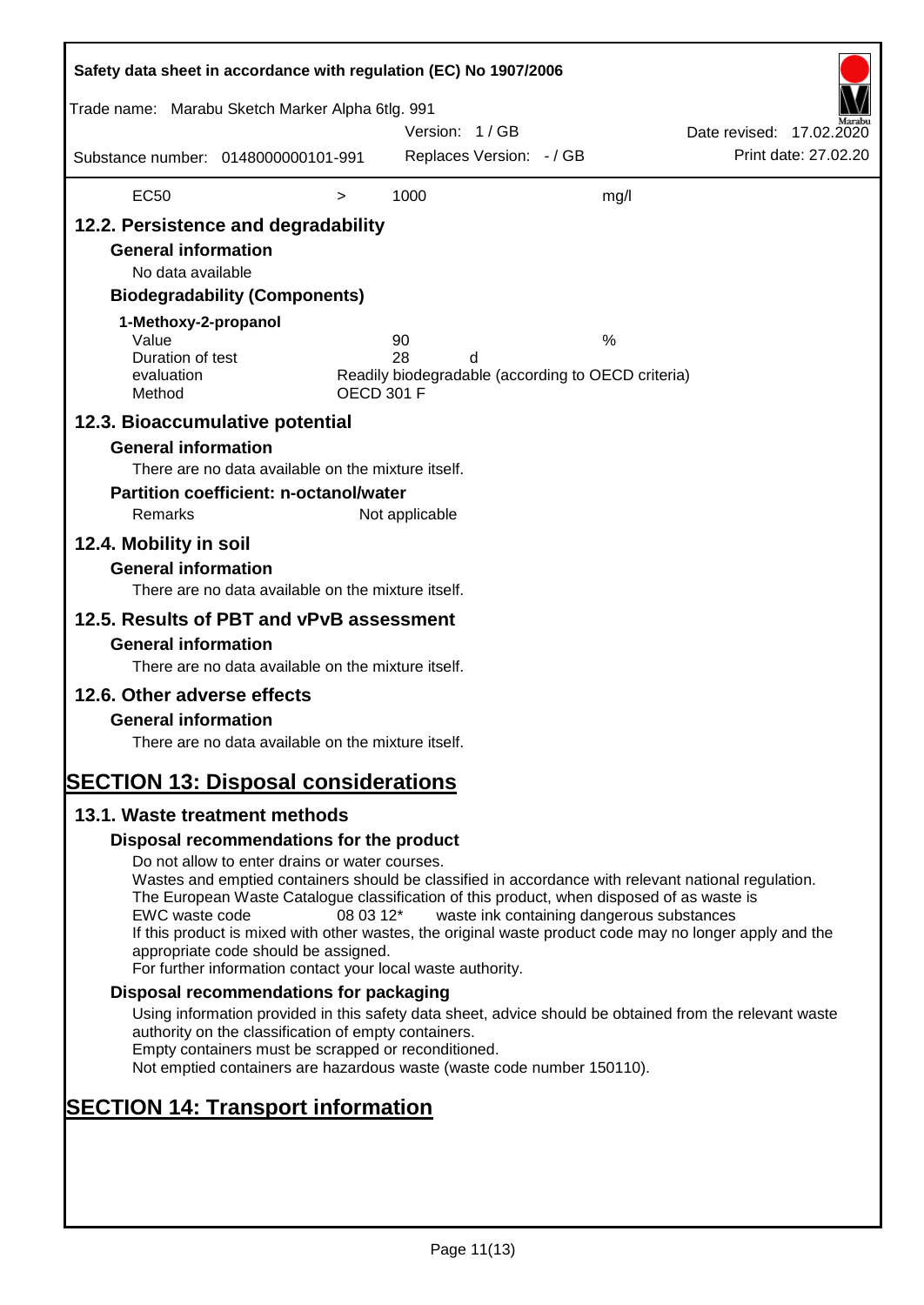| EC50 | > | 1000 | mg/l |
|---|---|---|---|

## 12.2. Persistence and degradability

### General information

No data available

### Biodegradability (Components)

**1-Methoxy-2-propanol**

| | | |
|---|---|---|
| Value | 90 | % |
| Duration of test | 28 d | |
| evaluation | Readily biodegradable (according to OECD criteria) | |
| Method | OECD 301 F | |

## 12.3. Bioaccumulative potential

### General information

There are no data available on the mixture itself.

### Partition coefficient: n-octanol/water

Remarks: Not applicable

## 12.4. Mobility in soil

### General information

There are no data available on the mixture itself.

## 12.5. Results of PBT and vPvB assessment

### General information

There are no data available on the mixture itself.

## 12.6. Other adverse effects

### General information

There are no data available on the mixture itself.

# SECTION 13: Disposal considerations

## 13.1. Waste treatment methods

### Disposal recommendations for the product

Do not allow to enter drains or water courses.
Wastes and emptied containers should be classified in accordance with relevant national regulation.
The European Waste Catalogue classification of this product, when disposed of as waste is
EWC waste code 08 03 12* waste ink containing dangerous substances
If this product is mixed with other wastes, the original waste product code may no longer apply and the appropriate code should be assigned.
For further information contact your local waste authority.

### Disposal recommendations for packaging

Using information provided in this safety data sheet, advice should be obtained from the relevant waste authority on the classification of empty containers.
Empty containers must be scrapped or reconditioned.
Not emptied containers are hazardous waste (waste code number 150110).

# SECTION 14: Transport information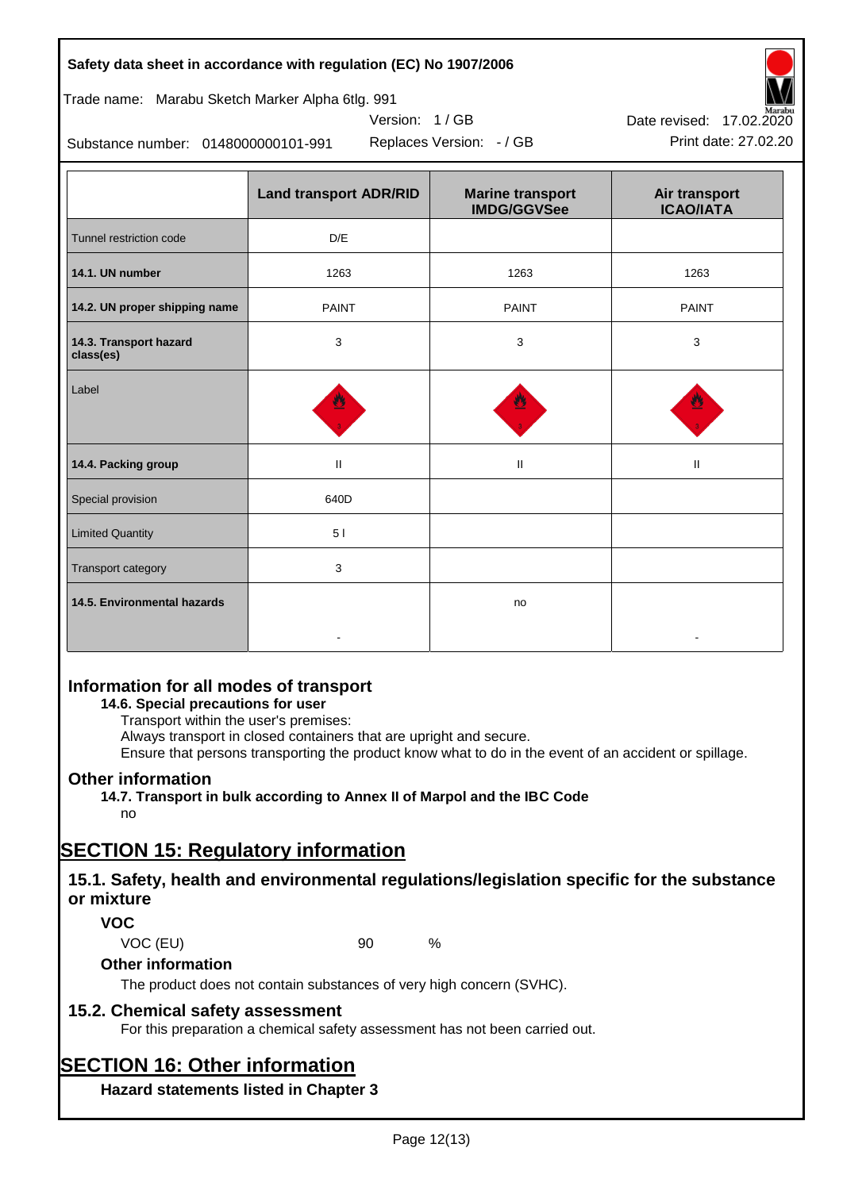| | Land transport ADR/RID | Marine transport IMDG/GGVSee | Air transport ICAO/IATA |
|---|---|---|---|
| Tunnel restriction code | D/E | | |
| **14.1. UN number** | 1263 | 1263 | 1263 |
| **14.2. UN proper shipping name** | PAINT | PAINT | PAINT |
| **14.3. Transport hazard class(es)** | 3 | 3 | 3 |
| Label | | | |
| **14.4. Packing group** | II | II | II |
| Special provision | 640D | | |
| Limited Quantity | 5 l | | |
| Transport category | 3 | | |
| **14.5. Environmental hazards** | - | no | - |

## Information for all modes of transport

### 14.6. Special precautions for user

Transport within the user's premises:
Always transport in closed containers that are upright and secure.
Ensure that persons transporting the product know what to do in the event of an accident or spillage.

## Other information

### 14.7. Transport in bulk according to Annex II of Marpol and the IBC Code

no

# SECTION 15: Regulatory information

## 15.1. Safety, health and environmental regulations/legislation specific for the substance or mixture

### VOC

VOC (EU) 90 %

### Other information

The product does not contain substances of very high concern (SVHC).

## 15.2. Chemical safety assessment

For this preparation a chemical safety assessment has not been carried out.

# SECTION 16: Other information

### Hazard statements listed in Chapter 3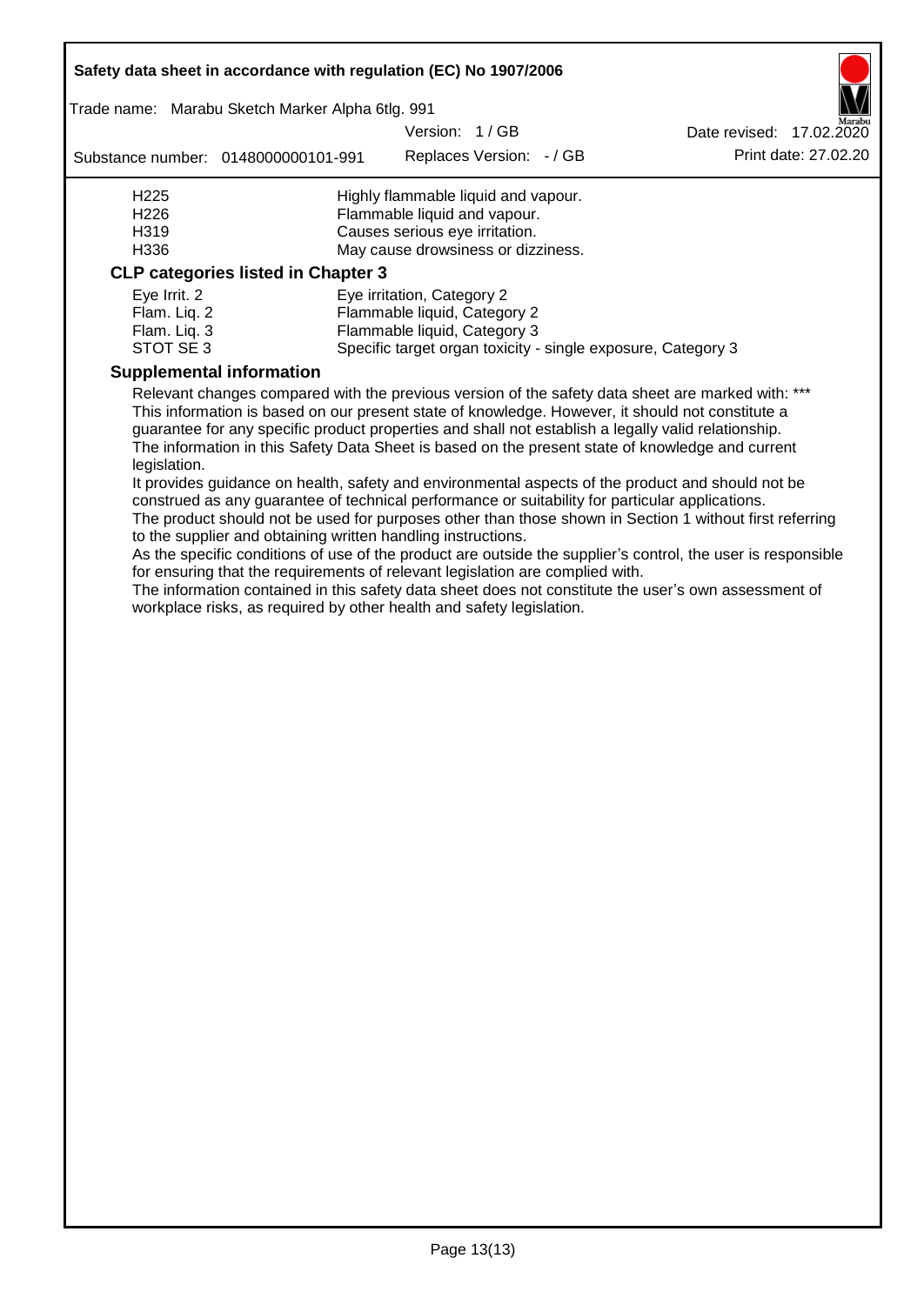| | |
|---|---|
| H225 | Highly flammable liquid and vapour. |
| H226 | Flammable liquid and vapour. |
| H319 | Causes serious eye irritation. |
| H336 | May cause drowsiness or dizziness. |

### CLP categories listed in Chapter 3

| | |
|---|---|
| Eye Irrit. 2 | Eye irritation, Category 2 |
| Flam. Liq. 2 | Flammable liquid, Category 2 |
| Flam. Liq. 3 | Flammable liquid, Category 3 |
| STOT SE 3 | Specific target organ toxicity - single exposure, Category 3 |

### Supplemental information

Relevant changes compared with the previous version of the safety data sheet are marked with: ***
This information is based on our present state of knowledge. However, it should not constitute a guarantee for any specific product properties and shall not establish a legally valid relationship.
The information in this Safety Data Sheet is based on the present state of knowledge and current legislation.
It provides guidance on health, safety and environmental aspects of the product and should not be construed as any guarantee of technical performance or suitability for particular applications.
The product should not be used for purposes other than those shown in Section 1 without first referring to the supplier and obtaining written handling instructions.
As the specific conditions of use of the product are outside the supplier's control, the user is responsible for ensuring that the requirements of relevant legislation are complied with.
The information contained in this safety data sheet does not constitute the user's own assessment of workplace risks, as required by other health and safety legislation.